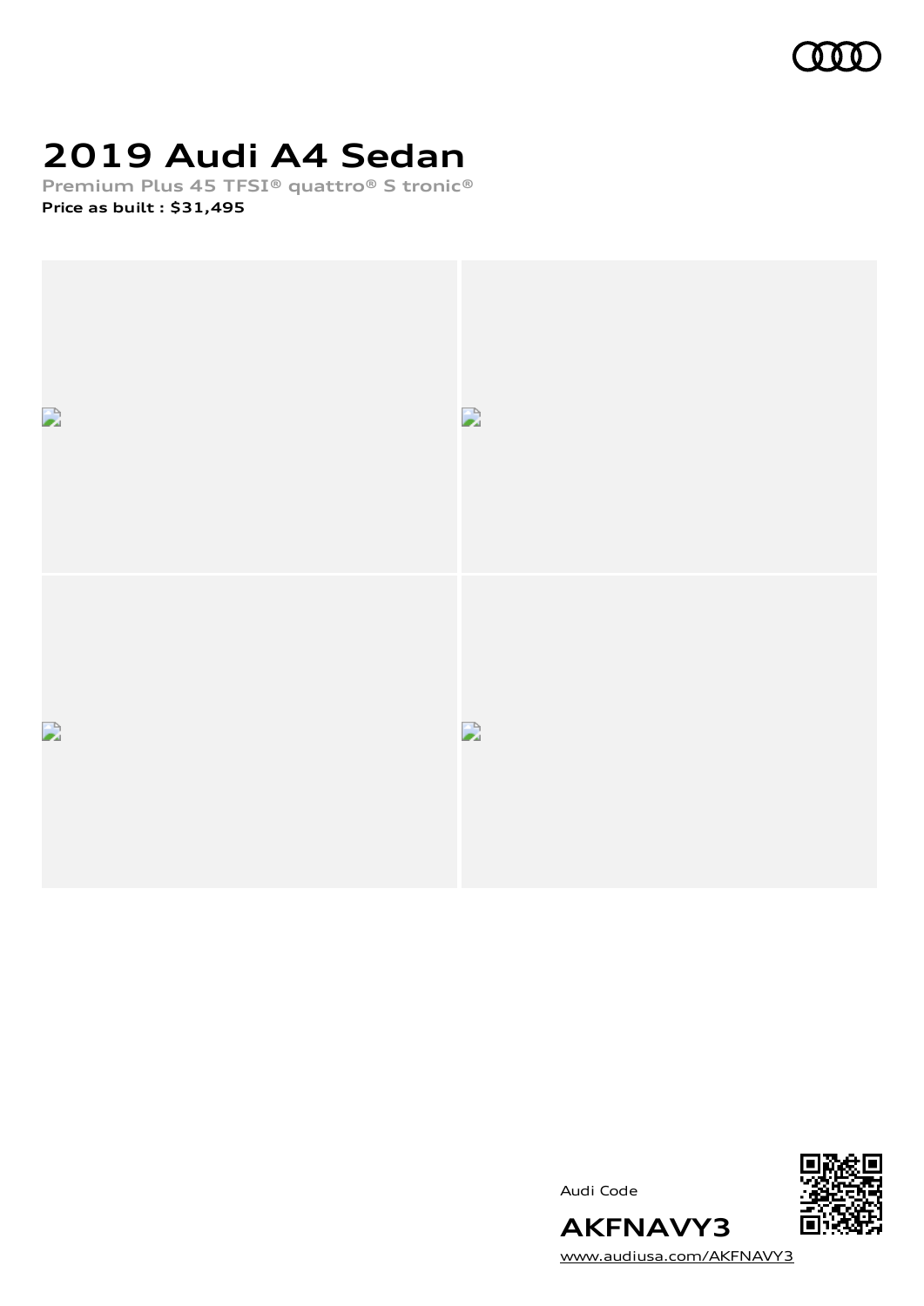# 2019 Audi A4 Sedan

**Premium Plus 45 TFSI® quattro® S tronic®**

**Price as built : $31,495**

Audi Code

**AKFNAVY3**

www.audiusa.com/AKFNAVY3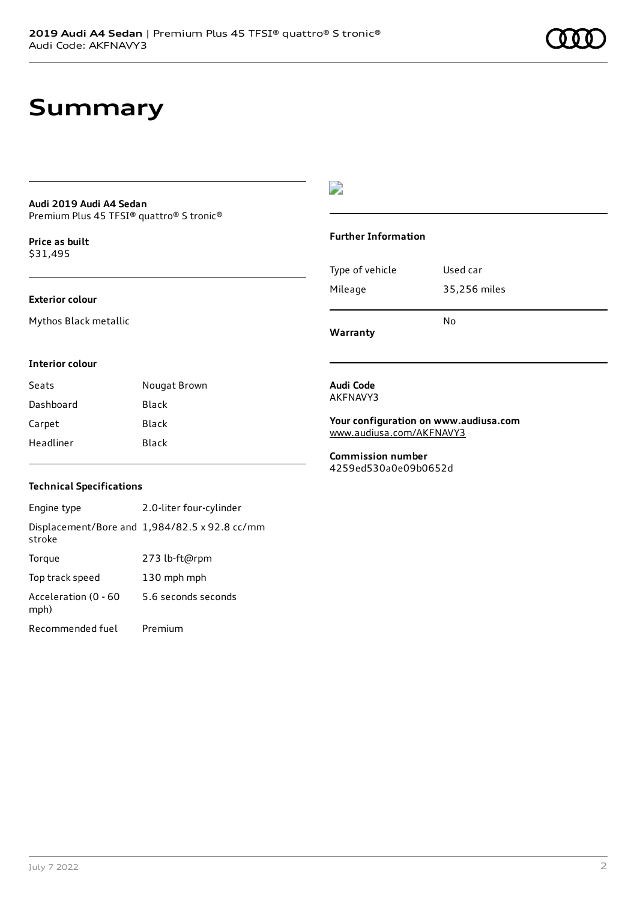# Summary

**Audi 2019 Audi A4 Sedan**
Premium Plus 45 TFSI® quattro® S tronic®

**Price as built**
$31,495

**Exterior colour**

Mythos Black metallic

**Interior colour**

| | |
|---|---|
| Seats | Nougat Brown |
| Dashboard | Black |
| Carpet | Black |
| Headliner | Black |

**Technical Specifications**

| | |
|---|---|
| Engine type | 2.0-liter four-cylinder |
| Displacement/Bore and stroke | 1,984/82.5 x 92.8 cc/mm |
| Torque | 273 lb-ft@rpm |
| Top track speed | 130 mph mph |
| Acceleration (0 - 60 mph) | 5.6 seconds seconds |
| Recommended fuel | Premium |

**Further Information**

| | |
|---|---|
| Type of vehicle | Used car |
| Mileage | 35,256 miles |
| **Warranty** | No |

**Audi Code**
AKFNAVY3

**Your configuration on www.audiusa.com**
www.audiusa.com/AKFNAVY3

**Commission number**
4259ed530a0e09b0652d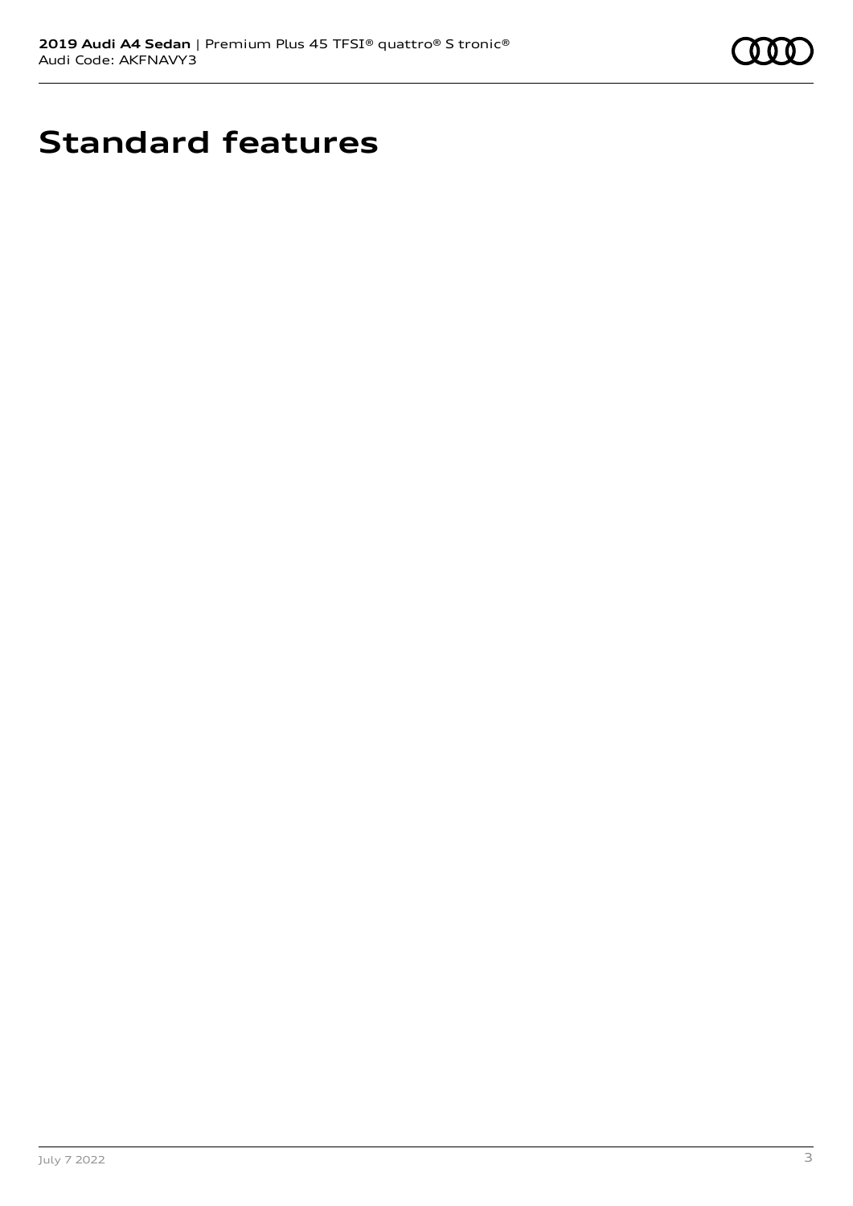# Standard features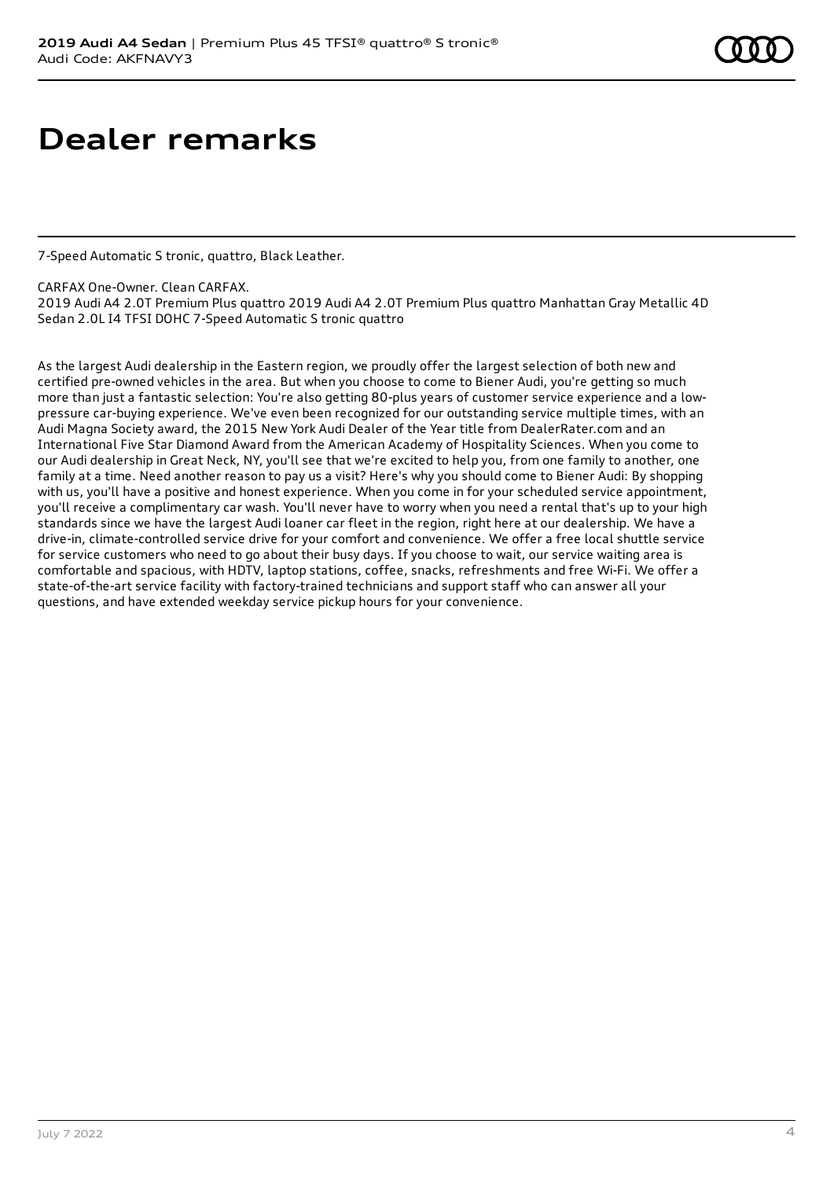# Dealer remarks

7-Speed Automatic S tronic, quattro, Black Leather.

CARFAX One-Owner. Clean CARFAX.
2019 Audi A4 2.0T Premium Plus quattro 2019 Audi A4 2.0T Premium Plus quattro Manhattan Gray Metallic 4D Sedan 2.0L I4 TFSI DOHC 7-Speed Automatic S tronic quattro

As the largest Audi dealership in the Eastern region, we proudly offer the largest selection of both new and certified pre-owned vehicles in the area. But when you choose to come to Biener Audi, you're getting so much more than just a fantastic selection: You're also getting 80-plus years of customer service experience and a low-pressure car-buying experience. We've even been recognized for our outstanding service multiple times, with an Audi Magna Society award, the 2015 New York Audi Dealer of the Year title from DealerRater.com and an International Five Star Diamond Award from the American Academy of Hospitality Sciences. When you come to our Audi dealership in Great Neck, NY, you'll see that we're excited to help you, from one family to another, one family at a time. Need another reason to pay us a visit? Here's why you should come to Biener Audi: By shopping with us, you'll have a positive and honest experience. When you come in for your scheduled service appointment, you'll receive a complimentary car wash. You'll never have to worry when you need a rental that's up to your high standards since we have the largest Audi loaner car fleet in the region, right here at our dealership. We have a drive-in, climate-controlled service drive for your comfort and convenience. We offer a free local shuttle service for service customers who need to go about their busy days. If you choose to wait, our service waiting area is comfortable and spacious, with HDTV, laptop stations, coffee, snacks, refreshments and free Wi-Fi. We offer a state-of-the-art service facility with factory-trained technicians and support staff who can answer all your questions, and have extended weekday service pickup hours for your convenience.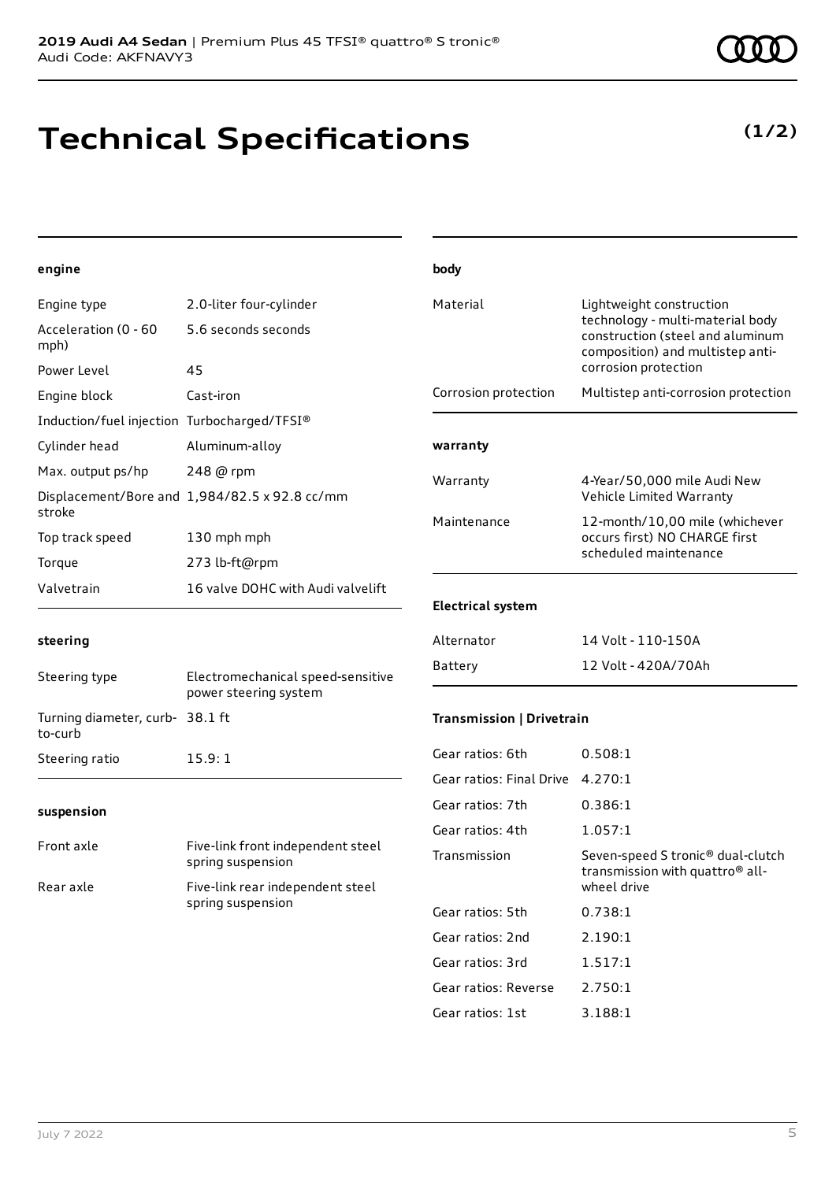# Technical Specifications

**(1/2)**

#### engine

| | |
|---|---|
| Engine type | 2.0-liter four-cylinder |
| Acceleration (0 - 60 mph) | 5.6 seconds seconds |
| Power Level | 45 |
| Engine block | Cast-iron |
| Induction/fuel injection | Turbocharged/TFSI® |
| Cylinder head | Aluminum-alloy |
| Max. output ps/hp | 248 @ rpm |
| Displacement/Bore and stroke | 1,984/82.5 x 92.8 cc/mm |
| Top track speed | 130 mph mph |
| Torque | 273 lb-ft@rpm |
| Valvetrain | 16 valve DOHC with Audi valvelift |

#### steering

| | |
|---|---|
| Steering type | Electromechanical speed-sensitive power steering system |
| Turning diameter, curb-to-curb | 38.1 ft |
| Steering ratio | 15.9: 1 |

#### suspension

| | |
|---|---|
| Front axle | Five-link front independent steel spring suspension |
| Rear axle | Five-link rear independent steel spring suspension |

#### body

| | |
|---|---|
| Material | Lightweight construction technology - multi-material body construction (steel and aluminum composition) and multistep anti-corrosion protection |
| Corrosion protection | Multistep anti-corrosion protection |

#### warranty

| | |
|---|---|
| Warranty | 4-Year/50,000 mile Audi New Vehicle Limited Warranty |
| Maintenance | 12-month/10,00 mile (whichever occurs first) NO CHARGE first scheduled maintenance |

#### Electrical system

| | |
|---|---|
| Alternator | 14 Volt - 110-150A |
| Battery | 12 Volt - 420A/70Ah |

#### Transmission | Drivetrain

| | |
|---|---|
| Gear ratios: 6th | 0.508:1 |
| Gear ratios: Final Drive | 4.270:1 |
| Gear ratios: 7th | 0.386:1 |
| Gear ratios: 4th | 1.057:1 |
| Transmission | Seven-speed S tronic® dual-clutch transmission with quattro® all-wheel drive |
| Gear ratios: 5th | 0.738:1 |
| Gear ratios: 2nd | 2.190:1 |
| Gear ratios: 3rd | 1.517:1 |
| Gear ratios: Reverse | 2.750:1 |
| Gear ratios: 1st | 3.188:1 |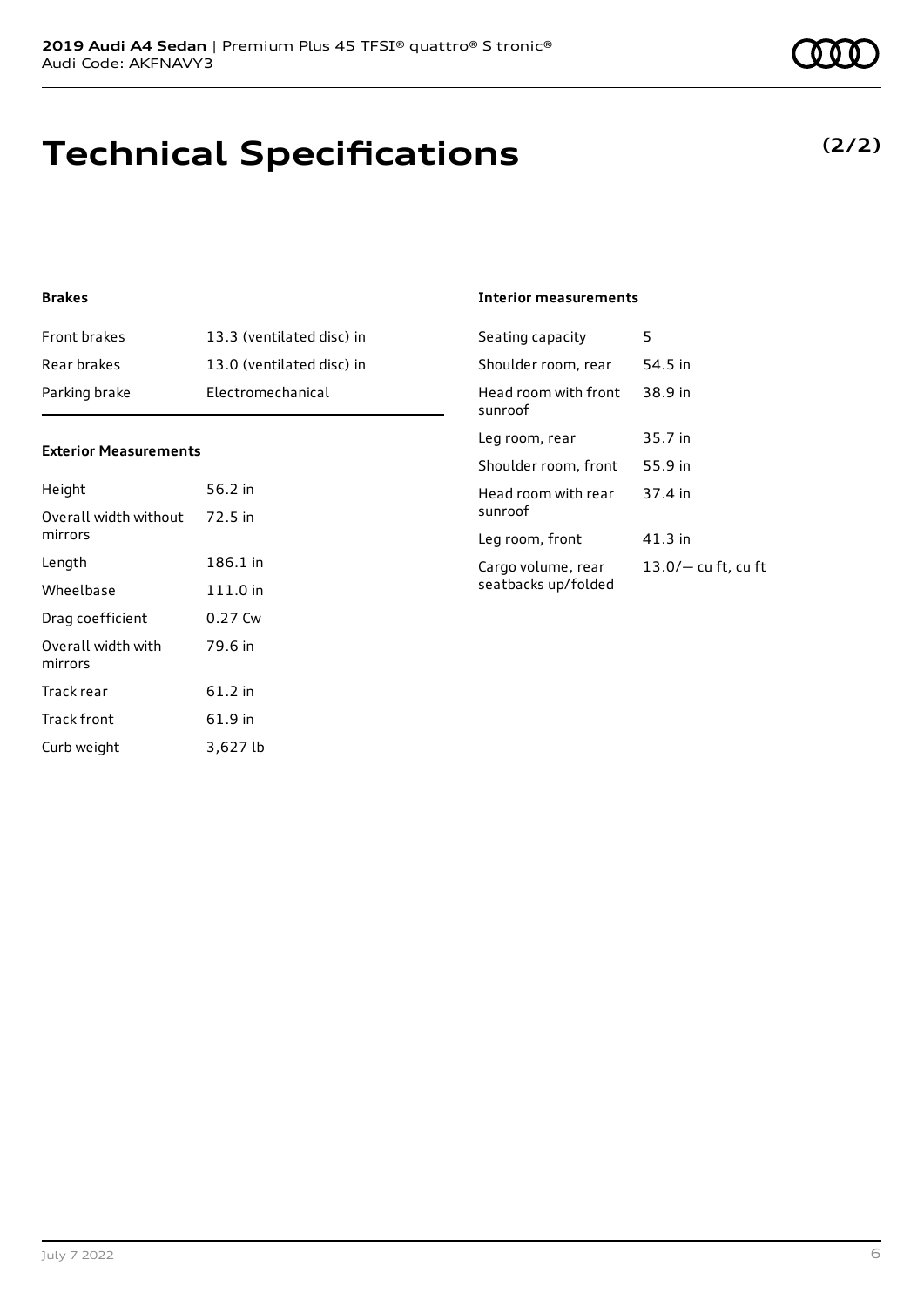# Technical Specifications

**(2/2)**

### Brakes

| | |
|---|---|
| Front brakes | 13.3 (ventilated disc) in |
| Rear brakes | 13.0 (ventilated disc) in |
| Parking brake | Electromechanical |

### Exterior Measurements

| | |
|---|---|
| Height | 56.2 in |
| Overall width without mirrors | 72.5 in |
| Length | 186.1 in |
| Wheelbase | 111.0 in |
| Drag coefficient | 0.27 Cw |
| Overall width with mirrors | 79.6 in |
| Track rear | 61.2 in |
| Track front | 61.9 in |
| Curb weight | 3,627 lb |

### Interior measurements

| | |
|---|---|
| Seating capacity | 5 |
| Shoulder room, rear | 54.5 in |
| Head room with front sunroof | 38.9 in |
| Leg room, rear | 35.7 in |
| Shoulder room, front | 55.9 in |
| Head room with rear sunroof | 37.4 in |
| Leg room, front | 41.3 in |
| Cargo volume, rear seatbacks up/folded | 13.0/— cu ft, cu ft |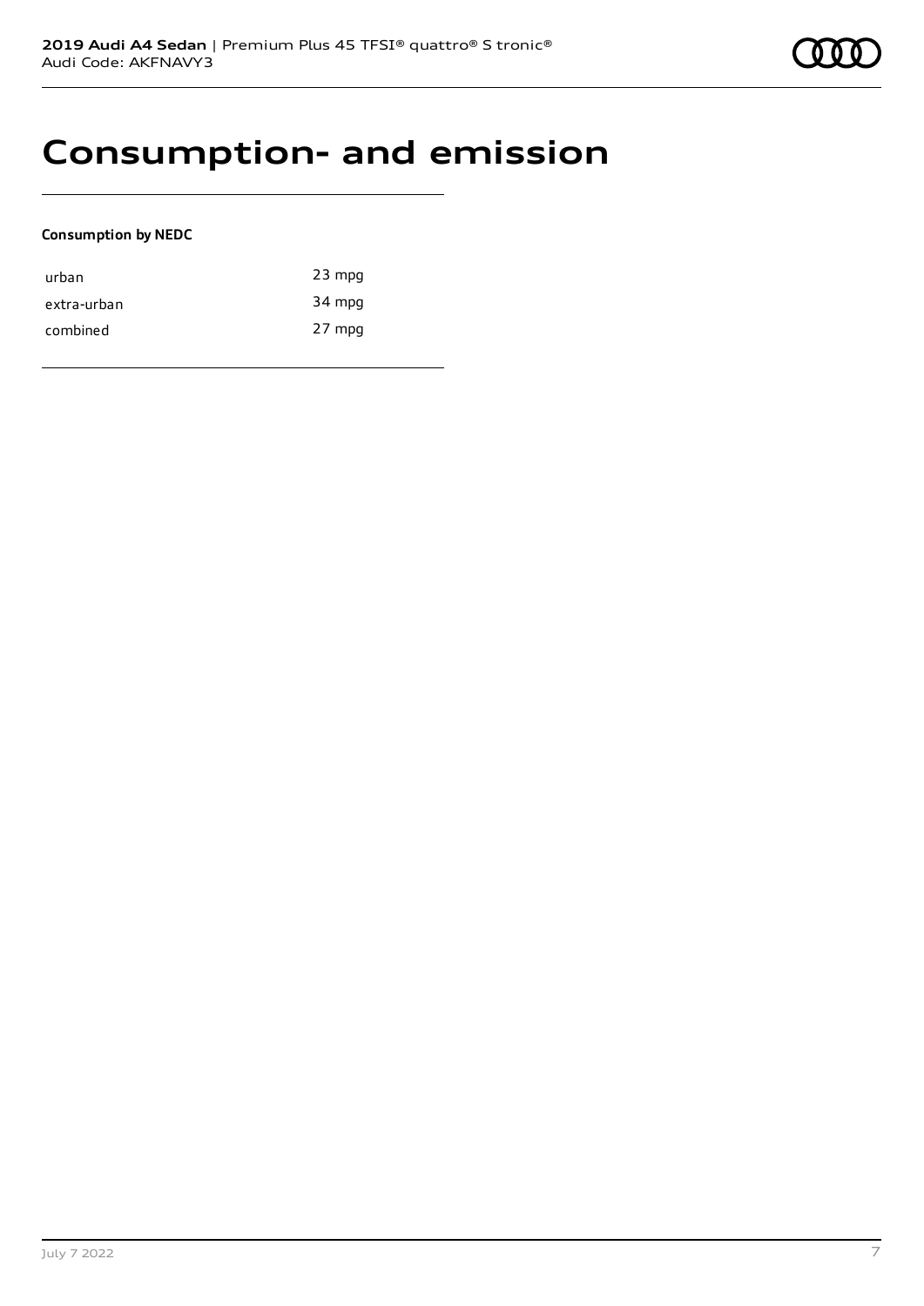# Consumption- and emission

**Consumption by NEDC**

| | |
|---|---|
| urban | 23 mpg |
| extra-urban | 34 mpg |
| combined | 27 mpg |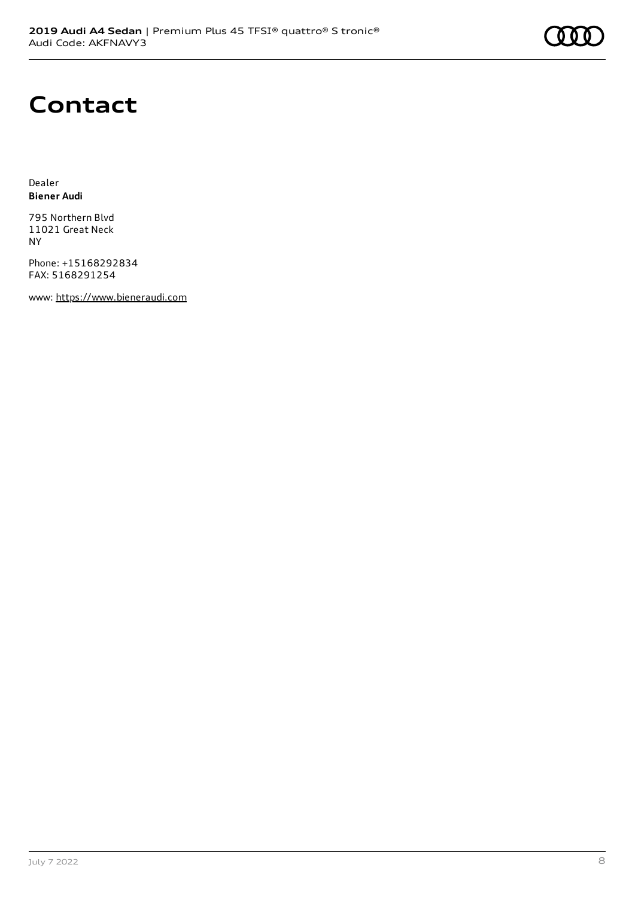# Contact

Dealer
**Biener Audi**

795 Northern Blvd
11021 Great Neck
NY

Phone: +15168292834
FAX: 5168291254

www: https://www.bieneraudi.com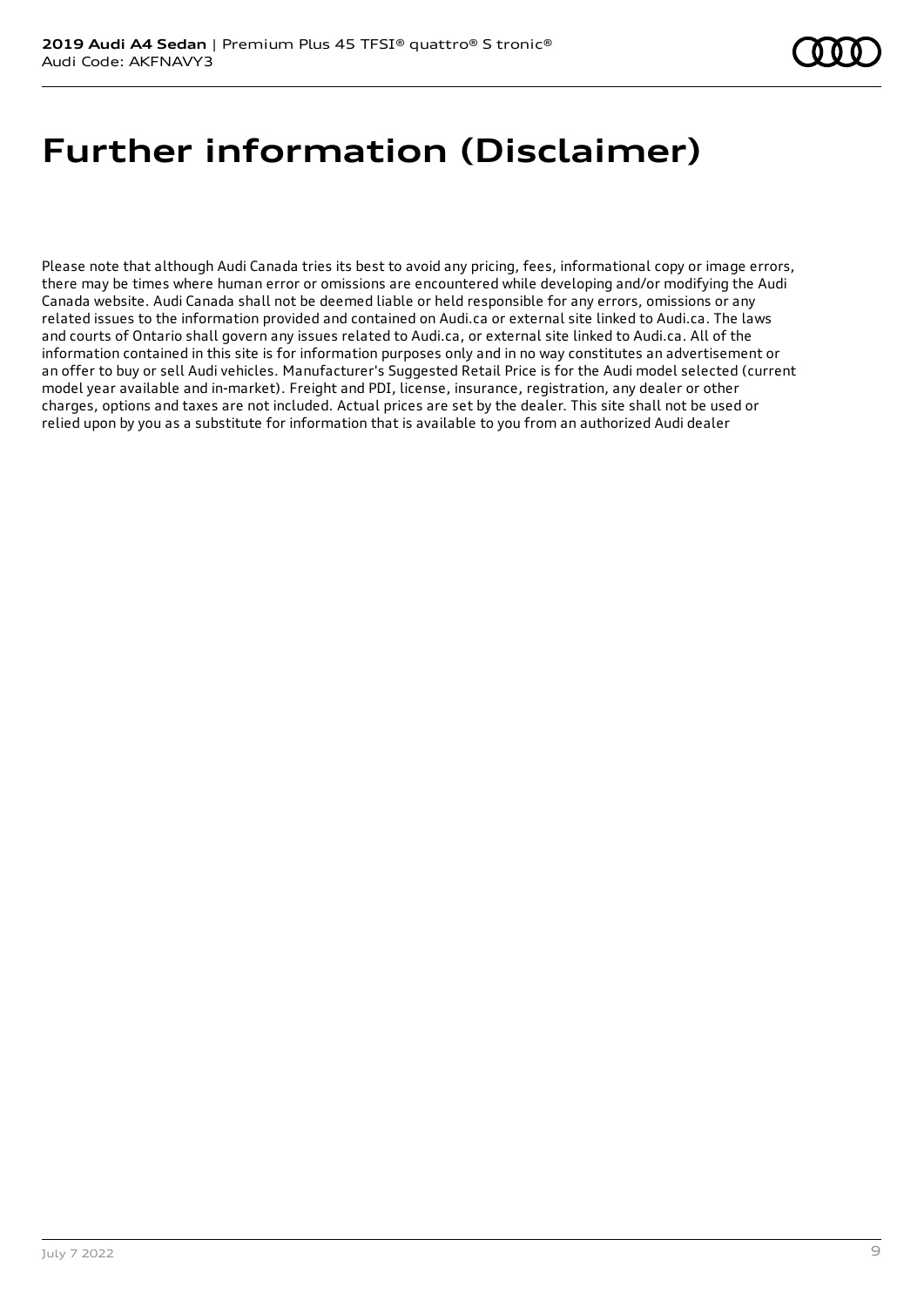# Further information (Disclaimer)

Please note that although Audi Canada tries its best to avoid any pricing, fees, informational copy or image errors, there may be times where human error or omissions are encountered while developing and/or modifying the Audi Canada website. Audi Canada shall not be deemed liable or held responsible for any errors, omissions or any related issues to the information provided and contained on Audi.ca or external site linked to Audi.ca. The laws and courts of Ontario shall govern any issues related to Audi.ca, or external site linked to Audi.ca. All of the information contained in this site is for information purposes only and in no way constitutes an advertisement or an offer to buy or sell Audi vehicles. Manufacturer's Suggested Retail Price is for the Audi model selected (current model year available and in-market). Freight and PDI, license, insurance, registration, any dealer or other charges, options and taxes are not included. Actual prices are set by the dealer. This site shall not be used or relied upon by you as a substitute for information that is available to you from an authorized Audi dealer